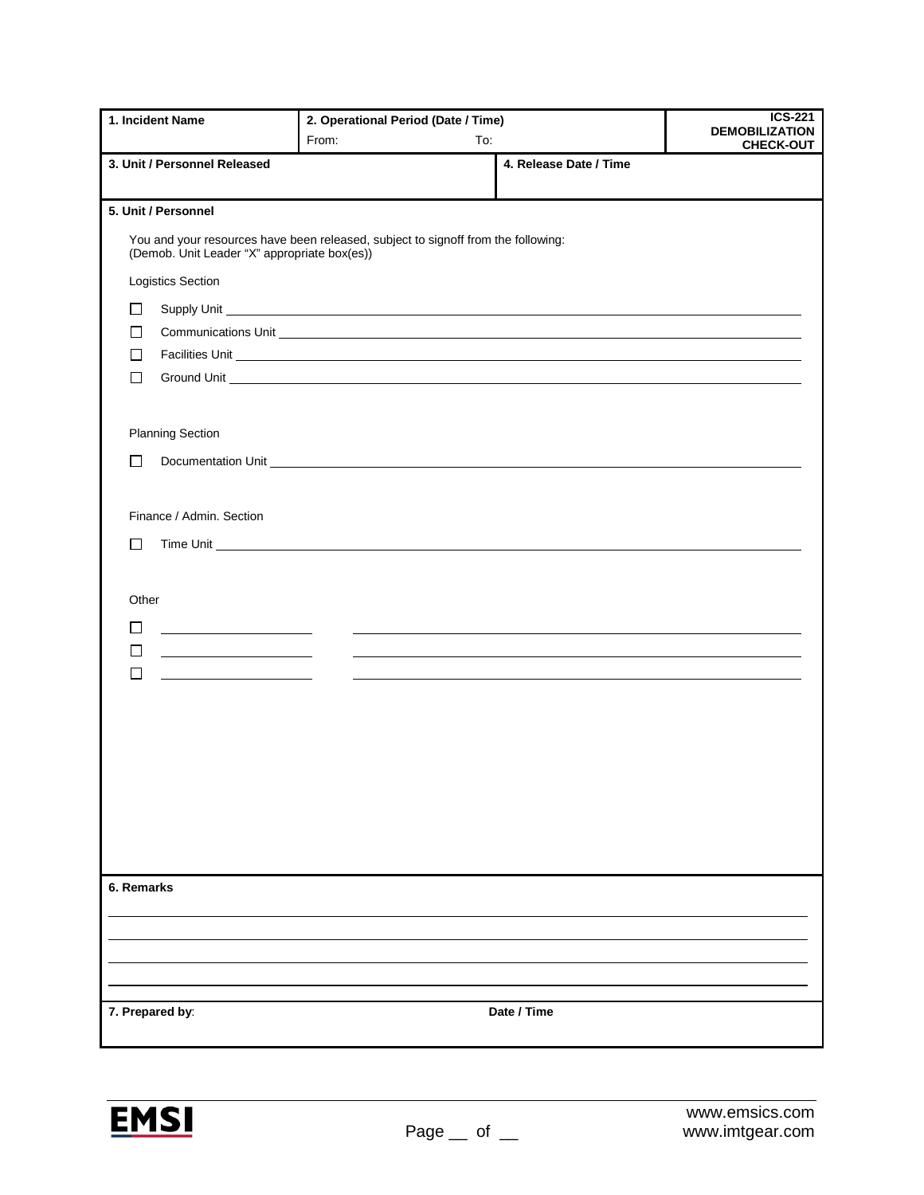| 1. Incident Name | 2. Operational Period (Date / Time) From: To: | ICS-221 DEMOBILIZATION CHECK-OUT |
|---|---|---|

| 3. Unit / Personnel Released | 4. Release Date / Time |
|---|---|
| | |

**5. Unit / Personnel**

You and your resources have been released, subject to signoff from the following:
(Demob. Unit Leader "X" appropriate box(es))

Logistics Section

- ☐ Supply Unit ______________________________
- ☐ Communications Unit ______________________________
- ☐ Facilities Unit ______________________________
- ☐ Ground Unit ______________________________

Planning Section

- ☐ Documentation Unit ______________________________

Finance / Admin. Section

- ☐ Time Unit ______________________________

Other

- ☐ ____________ ______________________________
- ☐ ____________ ______________________________
- ☐ ____________ ______________________________

**6. Remarks**

______________________________

______________________________

______________________________

______________________________

**7. Prepared by**: **Date / Time**

EMSI

Page __ of __

www.emsics.com
www.imtgear.com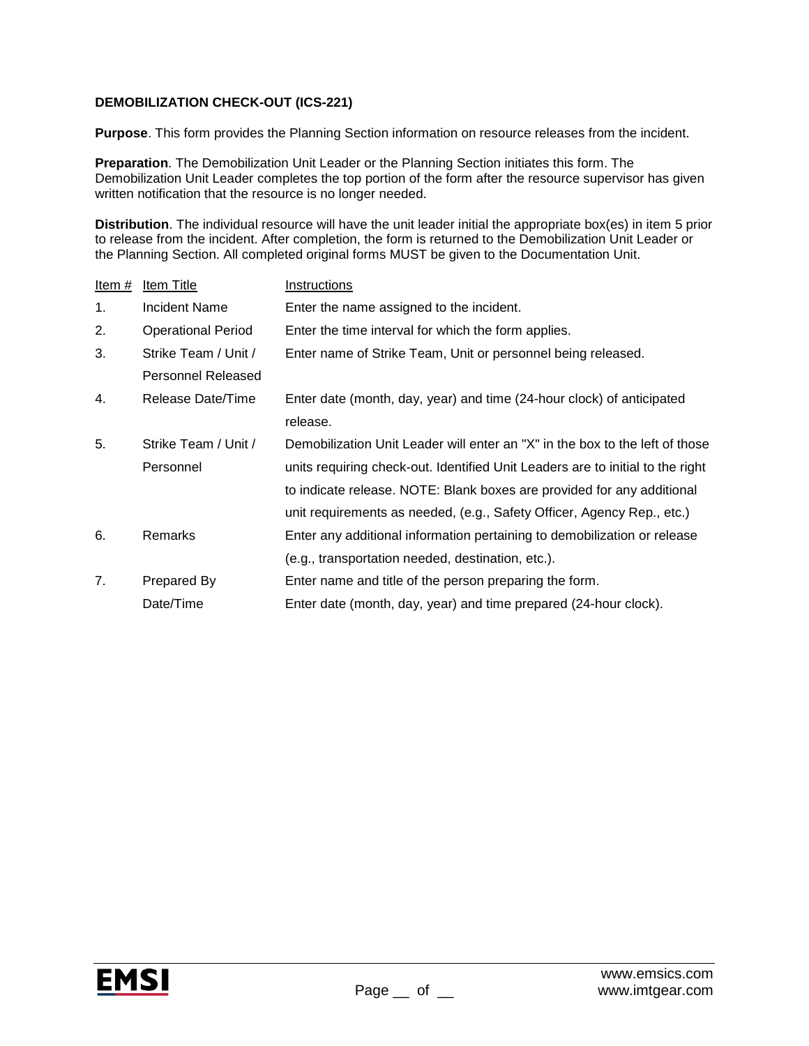**DEMOBILIZATION CHECK-OUT (ICS-221)**

**Purpose**. This form provides the Planning Section information on resource releases from the incident.

**Preparation**. The Demobilization Unit Leader or the Planning Section initiates this form. The Demobilization Unit Leader completes the top portion of the form after the resource supervisor has given written notification that the resource is no longer needed.

**Distribution**. The individual resource will have the unit leader initial the appropriate box(es) in item 5 prior to release from the incident. After completion, the form is returned to the Demobilization Unit Leader or the Planning Section. All completed original forms MUST be given to the Documentation Unit.

| Item # | Item Title | Instructions |
|---|---|---|
| 1. | Incident Name | Enter the name assigned to the incident. |
| 2. | Operational Period | Enter the time interval for which the form applies. |
| 3. | Strike Team / Unit / Personnel Released | Enter name of Strike Team, Unit or personnel being released. |
| 4. | Release Date/Time | Enter date (month, day, year) and time (24-hour clock) of anticipated release. |
| 5. | Strike Team / Unit / Personnel | Demobilization Unit Leader will enter an "X" in the box to the left of those units requiring check-out. Identified Unit Leaders are to initial to the right to indicate release. NOTE: Blank boxes are provided for any additional unit requirements as needed, (e.g., Safety Officer, Agency Rep., etc.) |
| 6. | Remarks | Enter any additional information pertaining to demobilization or release (e.g., transportation needed, destination, etc.). |
| 7. | Prepared By<br>Date/Time | Enter name and title of the person preparing the form.<br>Enter date (month, day, year) and time prepared (24-hour clock). |